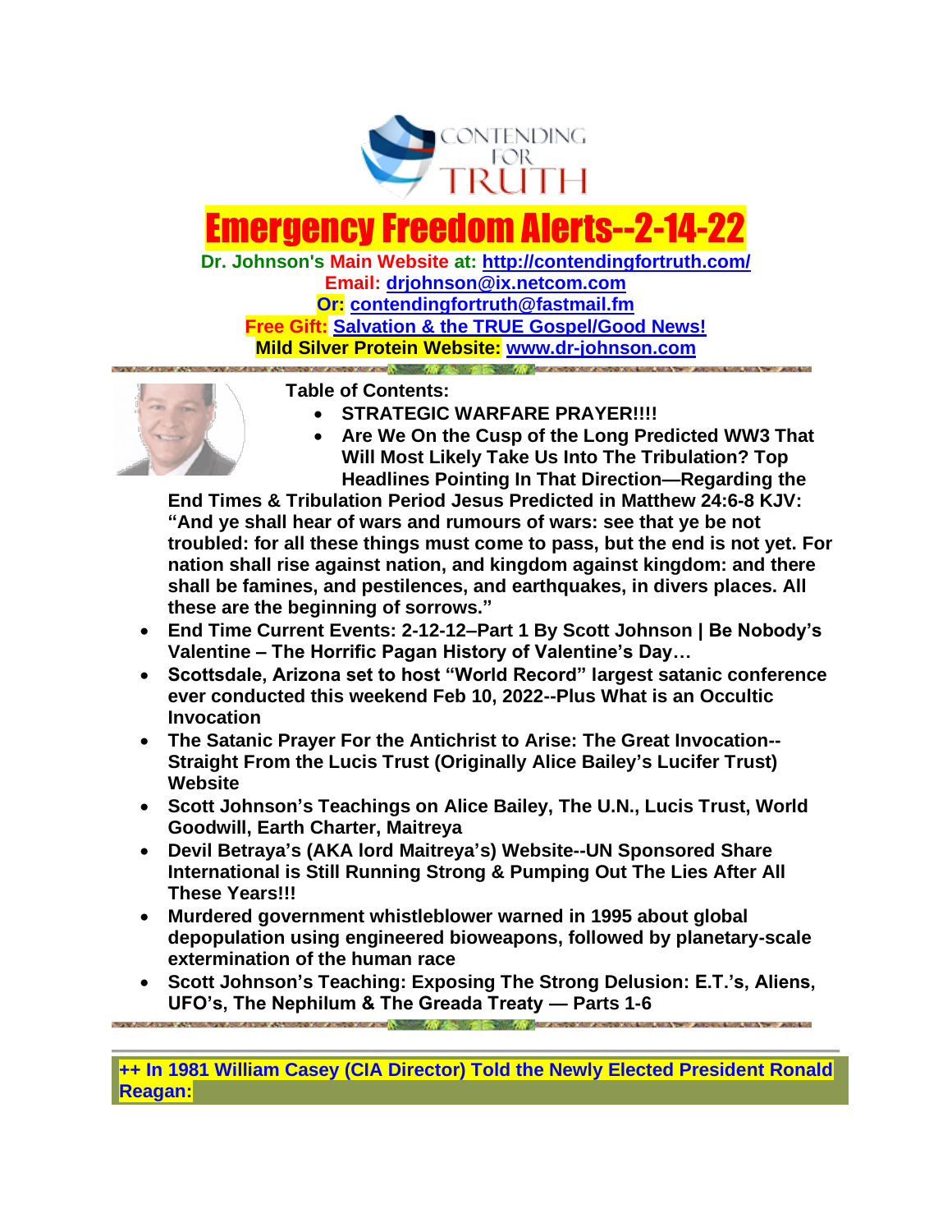CONTENDING FOR TRUTH

# Emergency Freedom Alerts--2-14-22

**Dr. Johnson's Main Website at: [http://contendingfortruth.com/](http://contendingfortruth.com/)**
**Email: drjohnson@ix.netcom.com**
**Or: contendingfortruth@fastmail.fm**
**Free Gift: Salvation & the TRUE Gospel/Good News!**
**Mild Silver Protein Website: [www.dr-johnson.com](http://www.dr-johnson.com)**

**Table of Contents:**

- **STRATEGIC WARFARE PRAYER!!!!**
- **Are We On the Cusp of the Long Predicted WW3 That Will Most Likely Take Us Into The Tribulation? Top Headlines Pointing In That Direction—Regarding the End Times & Tribulation Period Jesus Predicted in Matthew 24:6-8 KJV: "And ye shall hear of wars and rumours of wars: see that ye be not troubled: for all these things must come to pass, but the end is not yet. For nation shall rise against nation, and kingdom against kingdom: and there shall be famines, and pestilences, and earthquakes, in divers places. All these are the beginning of sorrows."**
- **End Time Current Events: 2-12-12–Part 1 By Scott Johnson | Be Nobody's Valentine – The Horrific Pagan History of Valentine's Day…**
- **Scottsdale, Arizona set to host "World Record" largest satanic conference ever conducted this weekend Feb 10, 2022--Plus What is an Occultic Invocation**
- **The Satanic Prayer For the Antichrist to Arise: The Great Invocation--Straight From the Lucis Trust (Originally Alice Bailey's Lucifer Trust) Website**
- **Scott Johnson's Teachings on Alice Bailey, The U.N., Lucis Trust, World Goodwill, Earth Charter, Maitreya**
- **Devil Betraya's (AKA lord Maitreya's) Website--UN Sponsored Share International is Still Running Strong & Pumping Out The Lies After All These Years!!!**
- **Murdered government whistleblower warned in 1995 about global depopulation using engineered bioweapons, followed by planetary-scale extermination of the human race**
- **Scott Johnson's Teaching: Exposing The Strong Delusion: E.T.'s, Aliens, UFO's, The Nephilum & The Greada Treaty — Parts 1-6**

---

**++ In 1981 William Casey (CIA Director) Told the Newly Elected President Ronald Reagan:**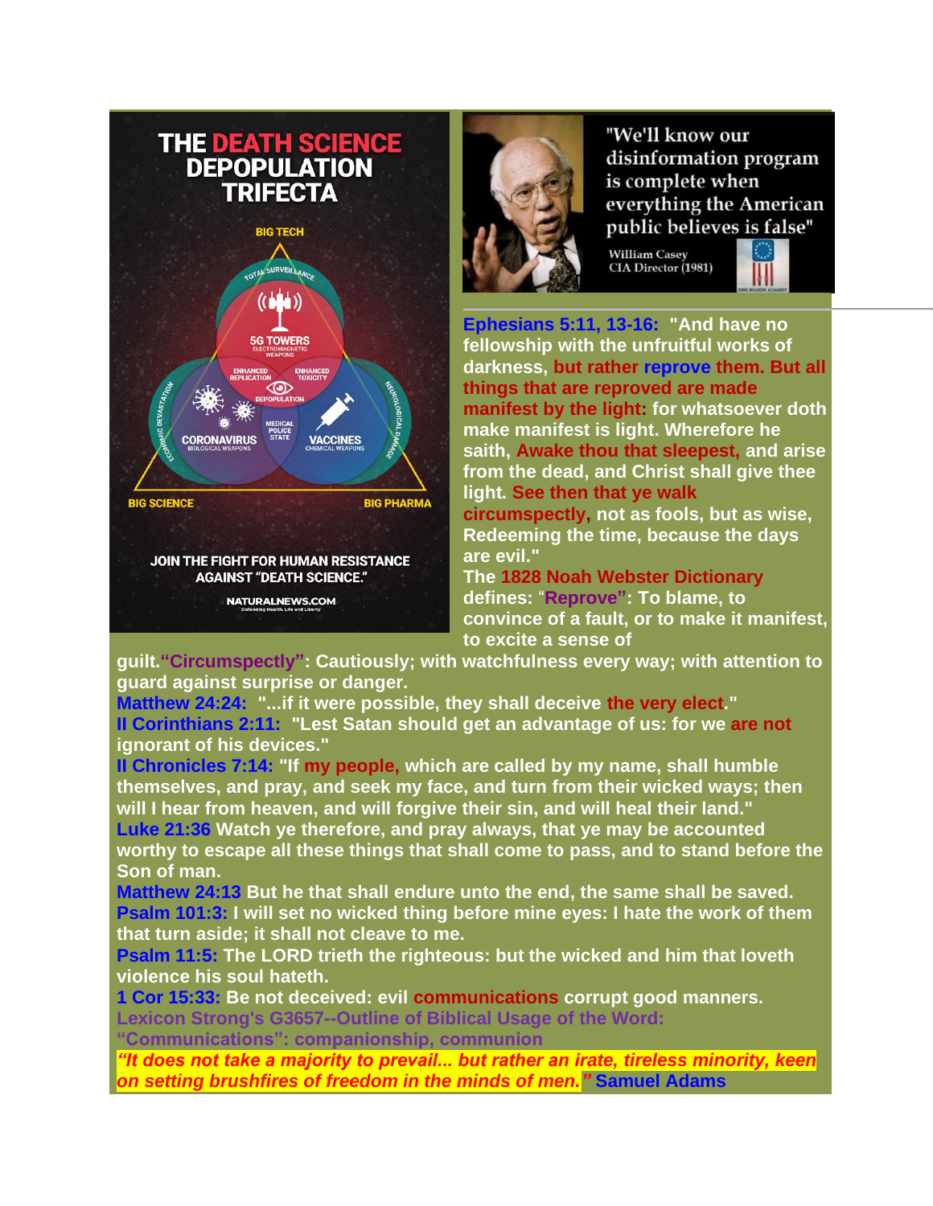THE DEATH SCIENCE DEPOPULATION TRIFECTA

BIG TECH

TOTAL SURVEILLANCE

5G TOWERS ELECTROMAGNETIC WEAPONS

ENHANCED REPLICATION

ENHANCED TOXICITY

DEPOPULATION

MEDICAL POLICE STATE

CORONAVIRUS BIOLOGICAL WEAPONS

VACCINES CHEMICAL WEAPONS

ECONOMIC DEVASTATION

NEUROLOGICAL DAMAGE

BIG SCIENCE

BIG PHARMA

JOIN THE FIGHT FOR HUMAN RESISTANCE AGAINST "DEATH SCIENCE."

NATURALNEWS.COM

Defending Health, Life and Liberty

"We'll know our disinformation program is complete when everything the American public believes is false"

William Casey
CIA Director (1981)

**Ephesians 5:11, 13-16:** **"And have no fellowship with the unfruitful works of darkness, but rather reprove them. But all things that are reproved are made manifest by the light: for whatsoever doth make manifest is light. Wherefore he saith, Awake thou that sleepest, and arise from the dead, and Christ shall give thee light. See then that ye walk circumspectly, not as fools, but as wise, Redeeming the time, because the days are evil."**

**The 1828 Noah Webster Dictionary defines: "Reprove": To blame, to convince of a fault, or to make it manifest, to excite a sense of guilt. "Circumspectly": Cautiously; with watchfulness every way; with attention to guard against surprise or danger.**

**Matthew 24:24:** **"...if it were possible, they shall deceive the very elect."**

**II Corinthians 2:11:** **"Lest Satan should get an advantage of us: for we are not ignorant of his devices."**

**II Chronicles 7:14:** **"If my people, which are called by my name, shall humble themselves, and pray, and seek my face, and turn from their wicked ways; then will I hear from heaven, and will forgive their sin, and will heal their land."**

**Luke 21:36** **Watch ye therefore, and pray always, that ye may be accounted worthy to escape all these things that shall come to pass, and to stand before the Son of man.**

**Matthew 24:13** **But he that shall endure unto the end, the same shall be saved.**

**Psalm 101:3:** **I will set no wicked thing before mine eyes: I hate the work of them that turn aside; it shall not cleave to me.**

**Psalm 11:5:** **The LORD trieth the righteous: but the wicked and him that loveth violence his soul hateth.**

**1 Cor 15:33:** **Be not deceived: evil communications corrupt good manners.**

**Lexicon Strong's G3657--Outline of Biblical Usage of the Word: "Communications": companionship, communion**

***"It does not take a majority to prevail... but rather an irate, tireless minority, keen on setting brushfires of freedom in the minds of men."*** **Samuel Adams**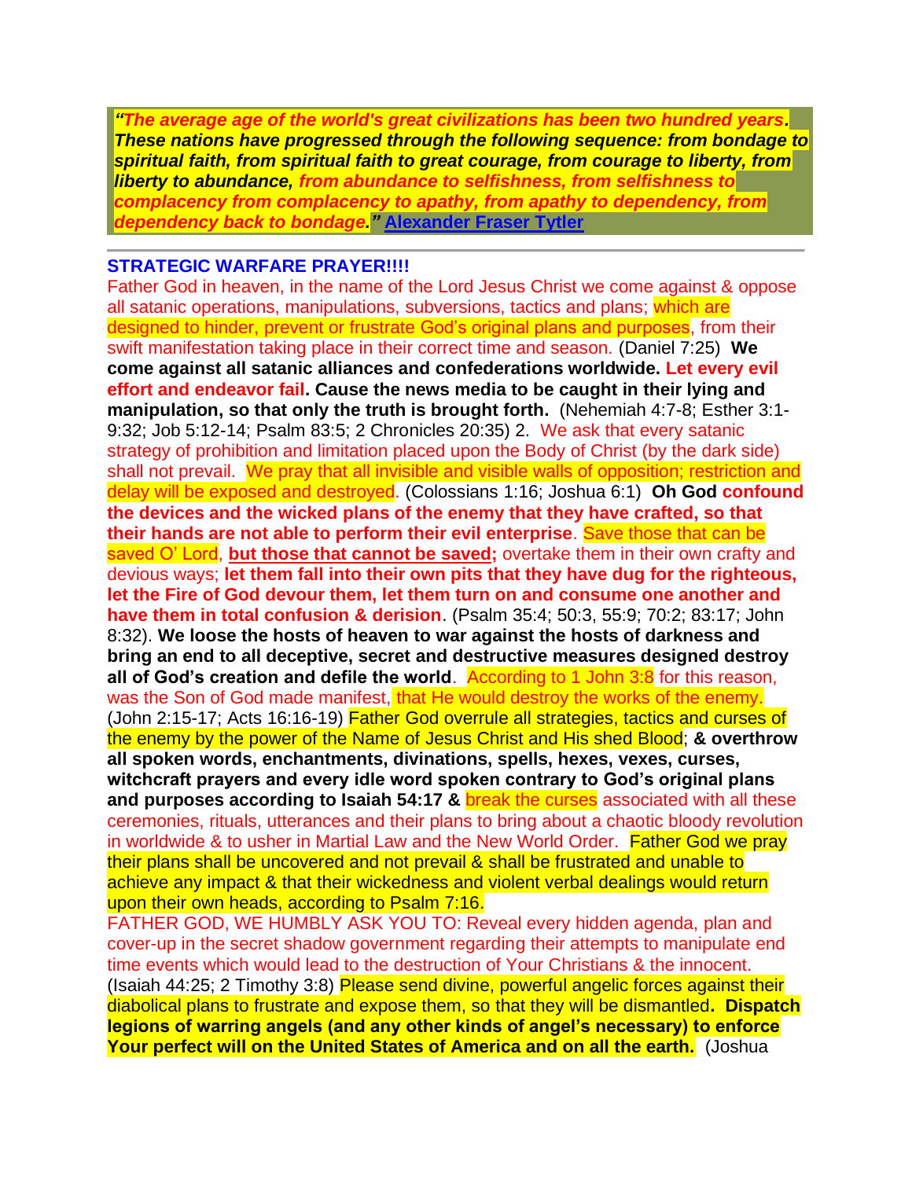*"The average age of the world's great civilizations has been two hundred years. These nations have progressed through the following sequence: from bondage to spiritual faith, from spiritual faith to great courage, from courage to liberty, from liberty to abundance, from abundance to selfishness, from selfishness to complacency from complacency to apathy, from apathy to dependency, from dependency back to bondage."* [Alexander Fraser Tytler]

---

**STRATEGIC WARFARE PRAYER!!!!**

Father God in heaven, in the name of the Lord Jesus Christ we come against & oppose all satanic operations, manipulations, subversions, tactics and plans; which are designed to hinder, prevent or frustrate God's original plans and purposes, from their swift manifestation taking place in their correct time and season. (Daniel 7:25) **We come against all satanic alliances and confederations worldwide. Let every evil effort and endeavor fail. Cause the news media to be caught in their lying and manipulation, so that only the truth is brought forth.** (Nehemiah 4:7-8; Esther 3:1-9:32; Job 5:12-14; Psalm 83:5; 2 Chronicles 20:35) 2. We ask that every satanic strategy of prohibition and limitation placed upon the Body of Christ (by the dark side) shall not prevail. We pray that all invisible and visible walls of opposition; restriction and delay will be exposed and destroyed. (Colossians 1:16; Joshua 6:1) **Oh God confound the devices and the wicked plans of the enemy that they have crafted, so that their hands are not able to perform their evil enterprise**. Save those that can be saved O' Lord, **but those that cannot be saved;** overtake them in their own crafty and devious ways; **let them fall into their own pits that they have dug for the righteous, let the Fire of God devour them, let them turn on and consume one another and have them in total confusion & derision**. (Psalm 35:4; 50:3, 55:9; 70:2; 83:17; John 8:32). **We loose the hosts of heaven to war against the hosts of darkness and bring an end to all deceptive, secret and destructive measures designed destroy all of God's creation and defile the world**. According to 1 John 3:8 for this reason, was the Son of God made manifest, that He would destroy the works of the enemy. (John 2:15-17; Acts 16:16-19) Father God overrule all strategies, tactics and curses of the enemy by the power of the Name of Jesus Christ and His shed Blood; **& overthrow all spoken words, enchantments, divinations, spells, hexes, vexes, curses, witchcraft prayers and every idle word spoken contrary to God's original plans and purposes according to Isaiah 54:17 &** break the curses associated with all these ceremonies, rituals, utterances and their plans to bring about a chaotic bloody revolution in worldwide & to usher in Martial Law and the New World Order. Father God we pray their plans shall be uncovered and not prevail & shall be frustrated and unable to achieve any impact & that their wickedness and violent verbal dealings would return upon their own heads, according to Psalm 7:16.

FATHER GOD, WE HUMBLY ASK YOU TO: Reveal every hidden agenda, plan and cover-up in the secret shadow government regarding their attempts to manipulate end time events which would lead to the destruction of Your Christians & the innocent. (Isaiah 44:25; 2 Timothy 3:8) Please send divine, powerful angelic forces against their diabolical plans to frustrate and expose them, so that they will be dismantled**. Dispatch legions of warring angels (and any other kinds of angel's necessary) to enforce Your perfect will on the United States of America and on all the earth.** (Joshua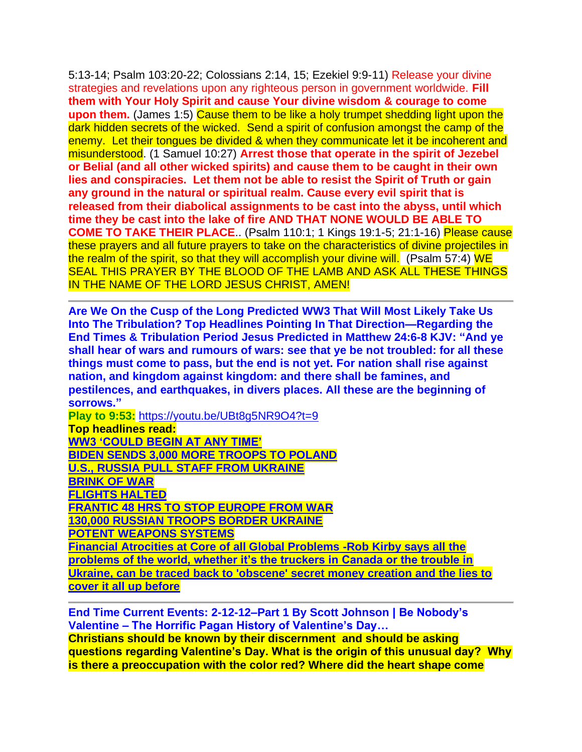5:13-14; Psalm 103:20-22; Colossians 2:14, 15; Ezekiel 9:9-11) Release your divine strategies and revelations upon any righteous person in government worldwide. **Fill them with Your Holy Spirit and cause Your divine wisdom & courage to come upon them.** (James 1:5) Cause them to be like a holy trumpet shedding light upon the dark hidden secrets of the wicked. Send a spirit of confusion amongst the camp of the enemy. Let their tongues be divided & when they communicate let it be incoherent and misunderstood. (1 Samuel 10:27) **Arrest those that operate in the spirit of Jezebel or Belial (and all other wicked spirits) and cause them to be caught in their own lies and conspiracies. Let them not be able to resist the Spirit of Truth or gain any ground in the natural or spiritual realm. Cause every evil spirit that is released from their diabolical assignments to be cast into the abyss, until which time they be cast into the lake of fire AND THAT NONE WOULD BE ABLE TO COME TO TAKE THEIR PLACE**.. (Psalm 110:1; 1 Kings 19:1-5; 21:1-16) Please cause these prayers and all future prayers to take on the characteristics of divine projectiles in the realm of the spirit, so that they will accomplish your divine will. (Psalm 57:4) WE SEAL THIS PRAYER BY THE BLOOD OF THE LAMB AND ASK ALL THESE THINGS IN THE NAME OF THE LORD JESUS CHRIST, AMEN!

---

**Are We On the Cusp of the Long Predicted WW3 That Will Most Likely Take Us Into The Tribulation? Top Headlines Pointing In That Direction—Regarding the End Times & Tribulation Period Jesus Predicted in Matthew 24:6-8 KJV: "And ye shall hear of wars and rumours of wars: see that ye be not troubled: for all these things must come to pass, but the end is not yet. For nation shall rise against nation, and kingdom against kingdom: and there shall be famines, and pestilences, and earthquakes, in divers places. All these are the beginning of sorrows."**

**Play to 9:53:** https://youtu.be/UBt8g5NR9O4?t=9

**Top headlines read:**

**WW3 'COULD BEGIN AT ANY TIME'**

**BIDEN SENDS 3,000 MORE TROOPS TO POLAND**

**U.S., RUSSIA PULL STAFF FROM UKRAINE**

**BRINK OF WAR**

**FLIGHTS HALTED**

**FRANTIC 48 HRS TO STOP EUROPE FROM WAR**

**130,000 RUSSIAN TROOPS BORDER UKRAINE**

**POTENT WEAPONS SYSTEMS**

**Financial Atrocities at Core of all Global Problems -Rob Kirby says all the problems of the world, whether it's the truckers in Canada or the trouble in Ukraine, can be traced back to 'obscene' secret money creation and the lies to cover it all up before**

---

**End Time Current Events: 2-12-12–Part 1 By Scott Johnson | Be Nobody's Valentine – The Horrific Pagan History of Valentine's Day…**

**Christians should be known by their discernment and should be asking questions regarding Valentine's Day. What is the origin of this unusual day? Why is there a preoccupation with the color red? Where did the heart shape come**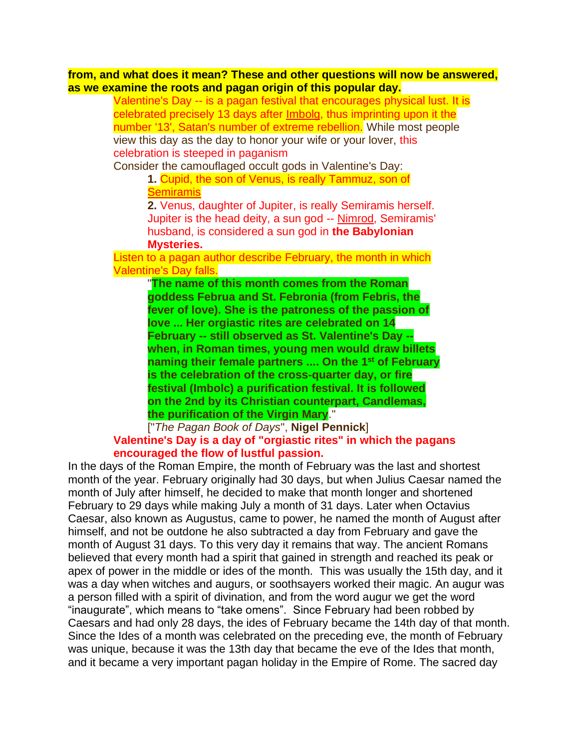**from, and what does it mean? These and other questions will now be answered, as we examine the roots and pagan origin of this popular day.**

Valentine's Day -- is a pagan festival that encourages physical lust. It is celebrated precisely 13 days after Imbolg, thus imprinting upon it the number '13', Satan's number of extreme rebellion. While most people view this day as the day to honor your wife or your lover, this celebration is steeped in paganism

Consider the camouflaged occult gods in Valentine's Day:

**1.** Cupid, the son of Venus, is really Tammuz, son of Semiramis

**2.** Venus, daughter of Jupiter, is really Semiramis herself. Jupiter is the head deity, a sun god -- Nimrod, Semiramis' husband, is considered a sun god in **the Babylonian Mysteries.**

Listen to a pagan author describe February, the month in which Valentine's Day falls.

> "**The name of this month comes from the Roman goddess Februa and St. Februnia (from Febris, the fever of love). She is the patroness of the passion of love ... Her orgiastic rites are celebrated on 14 February -- still observed as St. Valentine's Day -- when, in Roman times, young men would draw billets naming their female partners .... On the 1st of February is the celebration of the cross-quarter day, or fire festival (Imbolc) a purification festival. It is followed on the 2nd by its Christian counterpart, Candlemas, the purification of the Virgin Mary**."
>
> ["*The Pagan Book of Days*", **Nigel Pennick**]

**Valentine's Day is a day of "orgiastic rites" in which the pagans encouraged the flow of lustful passion.**

In the days of the Roman Empire, the month of February was the last and shortest month of the year. February originally had 30 days, but when Julius Caesar named the month of July after himself, he decided to make that month longer and shortened February to 29 days while making July a month of 31 days. Later when Octavius Caesar, also known as Augustus, came to power, he named the month of August after himself, and not be outdone he also subtracted a day from February and gave the month of August 31 days. To this very day it remains that way. The ancient Romans believed that every month had a spirit that gained in strength and reached its peak or apex of power in the middle or ides of the month. This was usually the 15th day, and it was a day when witches and augurs, or soothsayers worked their magic. An augur was a person filled with a spirit of divination, and from the word augur we get the word "inaugurate", which means to "take omens". Since February had been robbed by Caesars and had only 28 days, the ides of February became the 14th day of that month. Since the Ides of a month was celebrated on the preceding eve, the month of February was unique, because it was the 13th day that became the eve of the Ides that month, and it became a very important pagan holiday in the Empire of Rome. The sacred day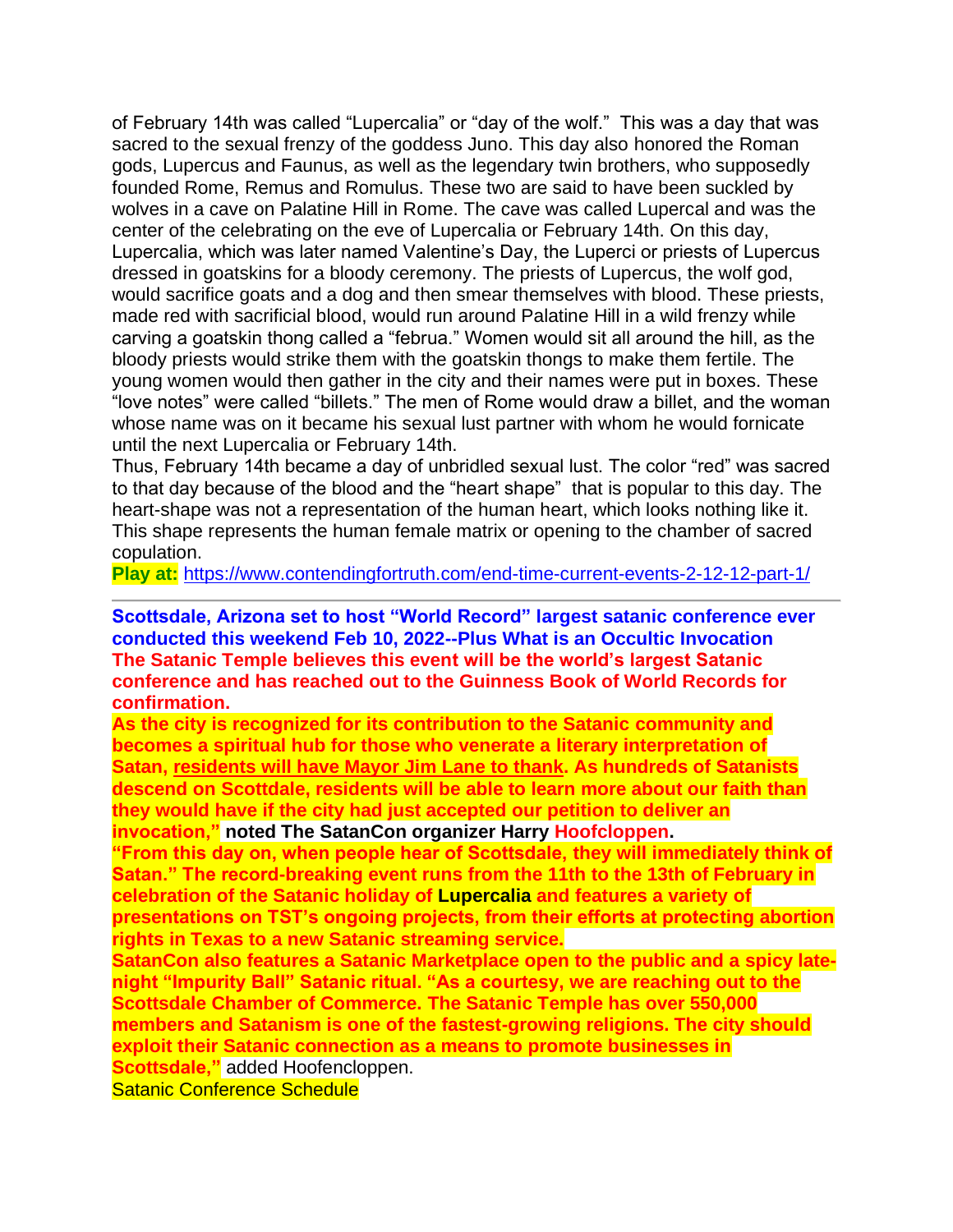of February 14th was called “Lupercalia” or “day of the wolf.” This was a day that was sacred to the sexual frenzy of the goddess Juno. This day also honored the Roman gods, Lupercus and Faunus, as well as the legendary twin brothers, who supposedly founded Rome, Remus and Romulus. These two are said to have been suckled by wolves in a cave on Palatine Hill in Rome. The cave was called Lupercal and was the center of the celebrating on the eve of Lupercalia or February 14th. On this day, Lupercalia, which was later named Valentine’s Day, the Luperci or priests of Lupercus dressed in goatskins for a bloody ceremony. The priests of Lupercus, the wolf god, would sacrifice goats and a dog and then smear themselves with blood. These priests, made red with sacrificial blood, would run around Palatine Hill in a wild frenzy while carving a goatskin thong called a “februa.” Women would sit all around the hill, as the bloody priests would strike them with the goatskin thongs to make them fertile. The young women would then gather in the city and their names were put in boxes. These “love notes” were called “billets.” The men of Rome would draw a billet, and the woman whose name was on it became his sexual lust partner with whom he would fornicate until the next Lupercalia or February 14th.

Thus, February 14th became a day of unbridled sexual lust. The color “red” was sacred to that day because of the blood and the “heart shape” that is popular to this day. The heart-shape was not a representation of the human heart, which looks nothing like it. This shape represents the human female matrix or opening to the chamber of sacred copulation.

**Play at:** https://www.contendingfortruth.com/end-time-current-events-2-12-12-part-1/

---

**Scottsdale, Arizona set to host “World Record” largest satanic conference ever conducted this weekend Feb 10, 2022--Plus What is an Occultic Invocation**

**The Satanic Temple believes this event will be the world’s largest Satanic conference and has reached out to the Guinness Book of World Records for confirmation.**

**As the city is recognized for its contribution to the Satanic community and becomes a spiritual hub for those who venerate a literary interpretation of Satan, residents will have Mayor Jim Lane to thank. As hundreds of Satanists descend on Scottdale, residents will be able to learn more about our faith than they would have if the city had just accepted our petition to deliver an invocation,” noted The SatanCon organizer Harry Hoofcloppen.**

**“From this day on, when people hear of Scottsdale, they will immediately think of Satan.” The record-breaking event runs from the 11th to the 13th of February in celebration of the Satanic holiday of Lupercalia and features a variety of presentations on TST’s ongoing projects, from their efforts at protecting abortion rights in Texas to a new Satanic streaming service.**

**SatanCon also features a Satanic Marketplace open to the public and a spicy late-night “Impurity Ball” Satanic ritual. “As a courtesy, we are reaching out to the Scottsdale Chamber of Commerce. The Satanic Temple has over 550,000 members and Satanism is one of the fastest-growing religions. The city should exploit their Satanic connection as a means to promote businesses in Scottsdale,”** added Hoofencloppen.

Satanic Conference Schedule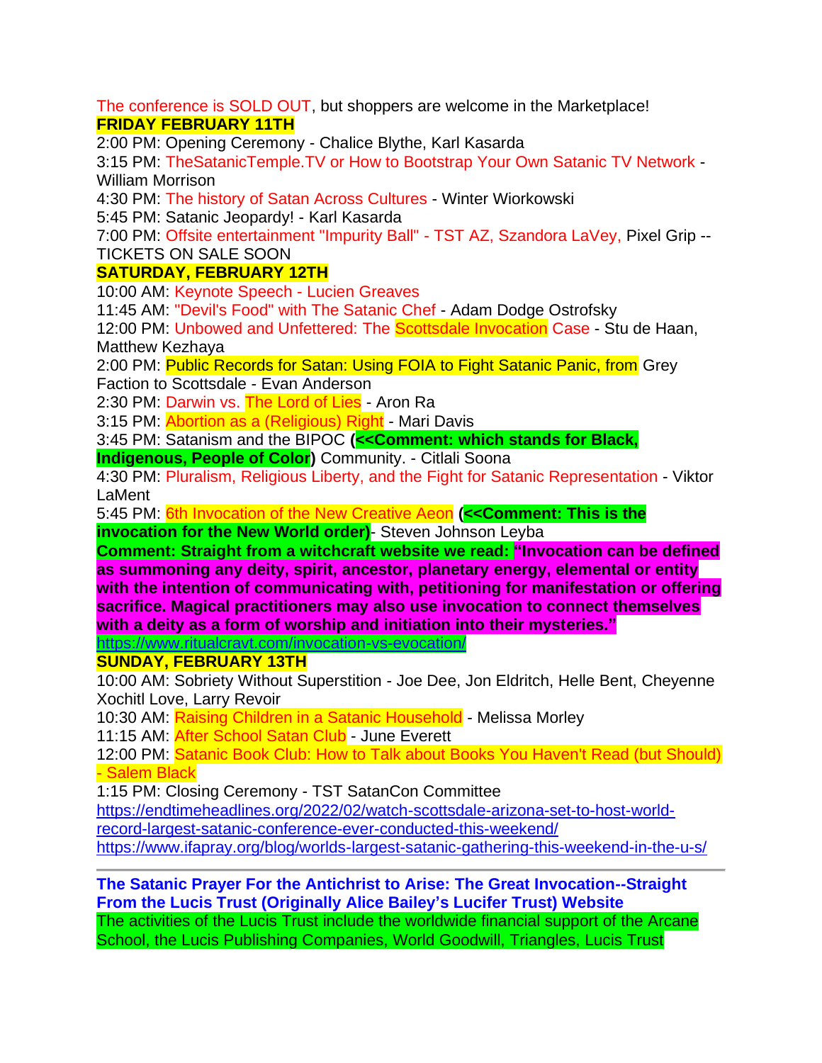The conference is SOLD OUT, but shoppers are welcome in the Marketplace!

**FRIDAY FEBRUARY 11TH**

2:00 PM: Opening Ceremony - Chalice Blythe, Karl Kasarda
3:15 PM: TheSatanicTemple.TV or How to Bootstrap Your Own Satanic TV Network - William Morrison
4:30 PM: The history of Satan Across Cultures - Winter Wiorkowski
5:45 PM: Satanic Jeopardy! - Karl Kasarda
7:00 PM: Offsite entertainment "Impurity Ball" - TST AZ, Szandora LaVey, Pixel Grip -- TICKETS ON SALE SOON

**SATURDAY, FEBRUARY 12TH**

10:00 AM: Keynote Speech - Lucien Greaves
11:45 AM: "Devil's Food" with The Satanic Chef - Adam Dodge Ostrofsky
12:00 PM: Unbowed and Unfettered: The Scottsdale Invocation Case - Stu de Haan, Matthew Kezhaya
2:00 PM: Public Records for Satan: Using FOIA to Fight Satanic Panic, from Grey Faction to Scottsdale - Evan Anderson
2:30 PM: Darwin vs. The Lord of Lies - Aron Ra
3:15 PM: Abortion as a (Religious) Right - Mari Davis
3:45 PM: Satanism and the BIPOC **(<<Comment: which stands for Black, Indigenous, People of Color)** Community. - Citlali Soona
4:30 PM: Pluralism, Religious Liberty, and the Fight for Satanic Representation - Viktor LaMent
5:45 PM: 6th Invocation of the New Creative Aeon **(<<Comment: This is the invocation for the New World order)**- Steven Johnson Leyba

**Comment: Straight from a witchcraft website we read: "Invocation can be defined as summoning any deity, spirit, ancestor, planetary energy, elemental or entity with the intention of communicating with, petitioning for manifestation or offering sacrifice. Magical practitioners may also use invocation to connect themselves with a deity as a form of worship and initiation into their mysteries."**
https://www.ritualcravt.com/invocation-vs-evocation/

**SUNDAY, FEBRUARY 13TH**

10:00 AM: Sobriety Without Superstition - Joe Dee, Jon Eldritch, Helle Bent, Cheyenne Xochitl Love, Larry Revoir
10:30 AM: Raising Children in a Satanic Household - Melissa Morley
11:15 AM: After School Satan Club - June Everett
12:00 PM: Satanic Book Club: How to Talk about Books You Haven't Read (but Should) - Salem Black
1:15 PM: Closing Ceremony - TST SatanCon Committee
https://endtimeheadlines.org/2022/02/watch-scottsdale-arizona-set-to-host-world-record-largest-satanic-conference-ever-conducted-this-weekend/
https://www.ifapray.org/blog/worlds-largest-satanic-gathering-this-weekend-in-the-u-s/

---

**The Satanic Prayer For the Antichrist to Arise: The Great Invocation--Straight From the Lucis Trust (Originally Alice Bailey's Lucifer Trust) Website**

The activities of the Lucis Trust include the worldwide financial support of the Arcane School, the Lucis Publishing Companies, World Goodwill, Triangles, Lucis Trust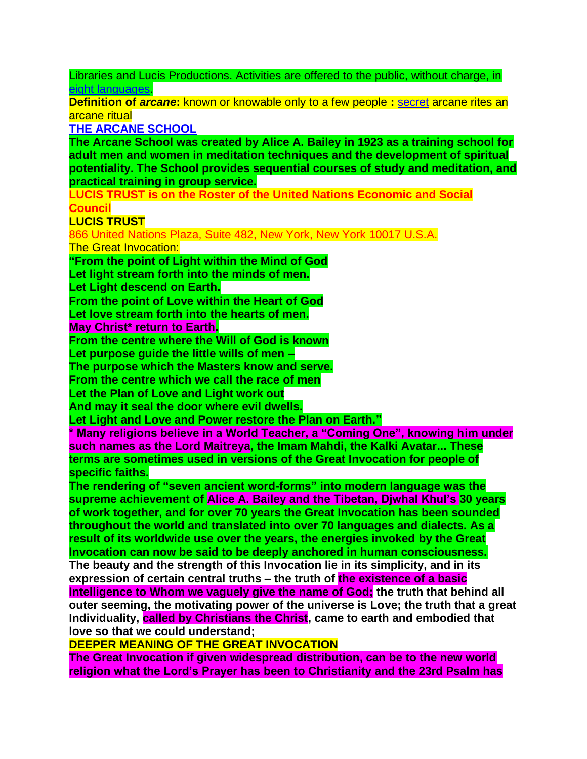Libraries and Lucis Productions. Activities are offered to the public, without charge, in eight languages.

**Definition of *arcane*:** known or knowable only to a few people **:** secret arcane rites an arcane ritual

**THE ARCANE SCHOOL**

**The Arcane School was created by Alice A. Bailey in 1923 as a training school for adult men and women in meditation techniques and the development of spiritual potentiality. The School provides sequential courses of study and meditation, and practical training in group service.**

**LUCIS TRUST is on the Roster of the United Nations Economic and Social Council**

**LUCIS TRUST**

866 United Nations Plaza, Suite 482, New York, New York 10017 U.S.A.

The Great Invocation:

**"From the point of Light within the Mind of God**
**Let light stream forth into the minds of men.**
**Let Light descend on Earth.**
**From the point of Love within the Heart of God**
**Let love stream forth into the hearts of men.**
**May Christ* return to Earth.**
**From the centre where the Will of God is known**
**Let purpose guide the little wills of men –**
**The purpose which the Masters know and serve.**
**From the centre which we call the race of men**
**Let the Plan of Love and Light work out**
**And may it seal the door where evil dwells.**
**Let Light and Love and Power restore the Plan on Earth."**

**\* Many religions believe in a World Teacher, a "Coming One", knowing him under such names as the Lord Maitreya, the Imam Mahdi, the Kalki Avatar... These terms are sometimes used in versions of the Great Invocation for people of specific faiths.**

**The rendering of "seven ancient word-forms" into modern language was the supreme achievement of Alice A. Bailey and the Tibetan, Djwhal Khul's 30 years of work together, and for over 70 years the Great Invocation has been sounded throughout the world and translated into over 70 languages and dialects. As a result of its worldwide use over the years, the energies invoked by the Great Invocation can now be said to be deeply anchored in human consciousness.**

**The beauty and the strength of this Invocation lie in its simplicity, and in its expression of certain central truths – the truth of the existence of a basic Intelligence to Whom we vaguely give the name of God; the truth that behind all outer seeming, the motivating power of the universe is Love; the truth that a great Individuality, called by Christians the Christ, came to earth and embodied that love so that we could understand;**

**DEEPER MEANING OF THE GREAT INVOCATION**

**The Great Invocation if given widespread distribution, can be to the new world religion what the Lord's Prayer has been to Christianity and the 23rd Psalm has**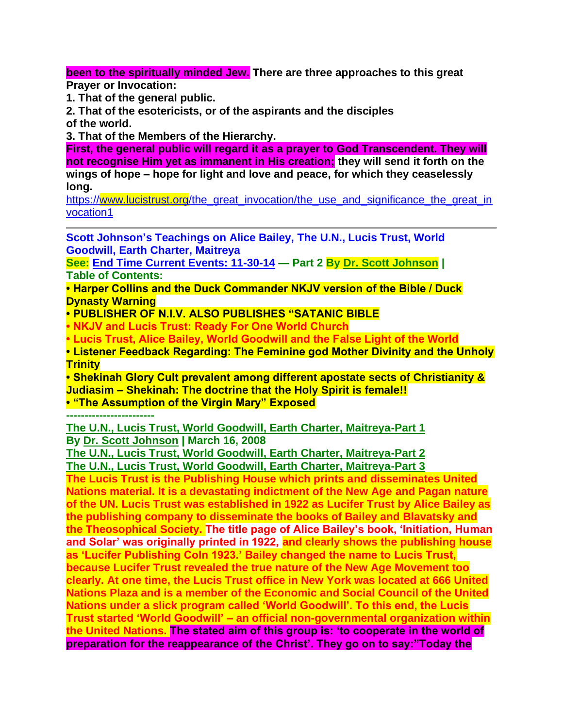**been to the spiritually minded Jew. There are three approaches to this great Prayer or Invocation:**

**1. That of the general public.**

**2. That of the esotericists, or of the aspirants and the disciples of the world.**

**3. That of the Members of the Hierarchy.**

**First, the general public will regard it as a prayer to God Transcendent. They will not recognise Him yet as immanent in His creation; they will send it forth on the wings of hope – hope for light and love and peace, for which they ceaselessly long.**

https://www.lucistrust.org/the_great_invocation/the_use_and_significance_the_great_invocation1

---

**Scott Johnson's Teachings on Alice Bailey, The U.N., Lucis Trust, World Goodwill, Earth Charter, Maitreya**

**See: End Time Current Events: 11-30-14 — Part 2 By Dr. Scott Johnson |**

**Table of Contents:**

- **Harper Collins and the Duck Commander NKJV version of the Bible / Duck Dynasty Warning**
- **PUBLISHER OF N.I.V. ALSO PUBLISHES "SATANIC BIBLE**
- **NKJV and Lucis Trust: Ready For One World Church**
- **Lucis Trust, Alice Bailey, World Goodwill and the False Light of the World**
- **Listener Feedback Regarding: The Feminine god Mother Divinity and the Unholy Trinity**
- **Shekinah Glory Cult prevalent among different apostate sects of Christianity & Judiasim – Shekinah: The doctrine that the Holy Spirit is female!!**
- **"The Assumption of the Virgin Mary" Exposed**

**------------------------**

**The U.N., Lucis Trust, World Goodwill, Earth Charter, Maitreya-Part 1**

**By Dr. Scott Johnson | March 16, 2008**

**The U.N., Lucis Trust, World Goodwill, Earth Charter, Maitreya-Part 2**

**The U.N., Lucis Trust, World Goodwill, Earth Charter, Maitreya-Part 3**

**The Lucis Trust is the Publishing House which prints and disseminates United Nations material. It is a devastating indictment of the New Age and Pagan nature of the UN. Lucis Trust was established in 1922 as Lucifer Trust by Alice Bailey as the publishing company to disseminate the books of Bailey and Blavatsky and the Theosophical Society. The title page of Alice Bailey's book, 'Initiation, Human and Solar' was originally printed in 1922, and clearly shows the publishing house as 'Lucifer Publishing Coln 1923.' Bailey changed the name to Lucis Trust, because Lucifer Trust revealed the true nature of the New Age Movement too clearly. At one time, the Lucis Trust office in New York was located at 666 United Nations Plaza and is a member of the Economic and Social Council of the United Nations under a slick program called 'World Goodwill'. To this end, the Lucis Trust started 'World Goodwill' – an official non-governmental organization within the United Nations. The stated aim of this group is: 'to cooperate in the world of preparation for the reappearance of the Christ'. They go on to say:"Today the**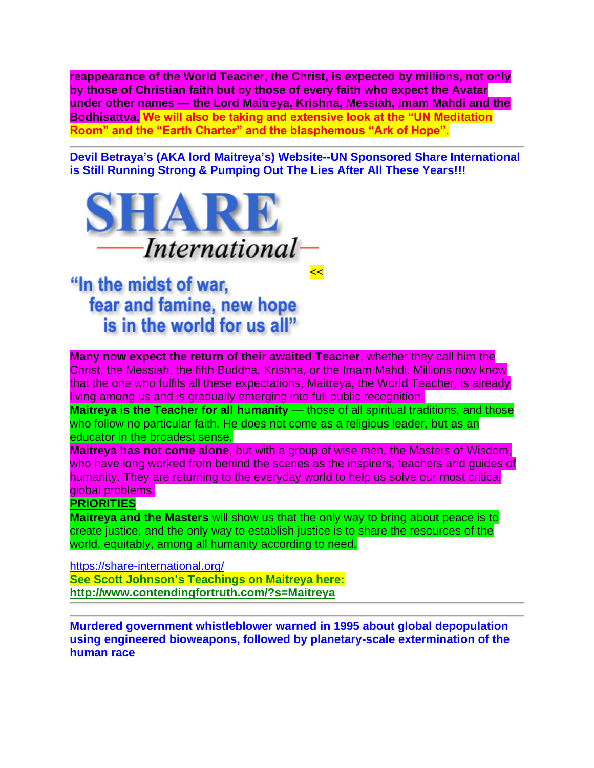**reappearance of the World Teacher, the Christ, is expected by millions, not only by those of Christian faith but by those of every faith who expect the Avatar under other names — the Lord Maitreya, Krishna, Messiah, Imam Mahdi and the Bodhisattva.** **We will also be taking and extensive look at the "UN Meditation Room" and the "Earth Charter" and the blasphemous "Ark of Hope".**

---

**Devil Betraya's (AKA lord Maitreya's) Website--UN Sponsored Share International is Still Running Strong & Pumping Out The Lies After All These Years!!!**

SHARE
International

<<

"In the midst of war, fear and famine, new hope is in the world for us all"

**Many now expect the return of their awaited Teacher**, whether they call him the Christ, the Messiah, the fifth Buddha, Krishna, or the Imam Mahdi. Millions now know that the one who fulfils all these expectations, Maitreya, the World Teacher, is already living among us and is gradually emerging into full public recognition.

**Maitreya is the Teacher for all humanity** — those of all spiritual traditions, and those who follow no particular faith. He does not come as a religious leader, but as an educator in the broadest sense.

**Maitreya has not come alone**, but with a group of wise men, the Masters of Wisdom, who have long worked from behind the scenes as the inspirers, teachers and guides of humanity. They are returning to the everyday world to help us solve our most critical global problems.

**PRIORITIES**

**Maitreya and the Masters** will show us that the only way to bring about peace is to create justice; and the only way to establish justice is to share the resources of the world, equitably, among all humanity according to need.

https://share-international.org/

**See Scott Johnson's Teachings on Maitreya here:**
**http://www.contendingfortruth.com/?s=Maitreya**

---

---

**Murdered government whistleblower warned in 1995 about global depopulation using engineered bioweapons, followed by planetary-scale extermination of the human race**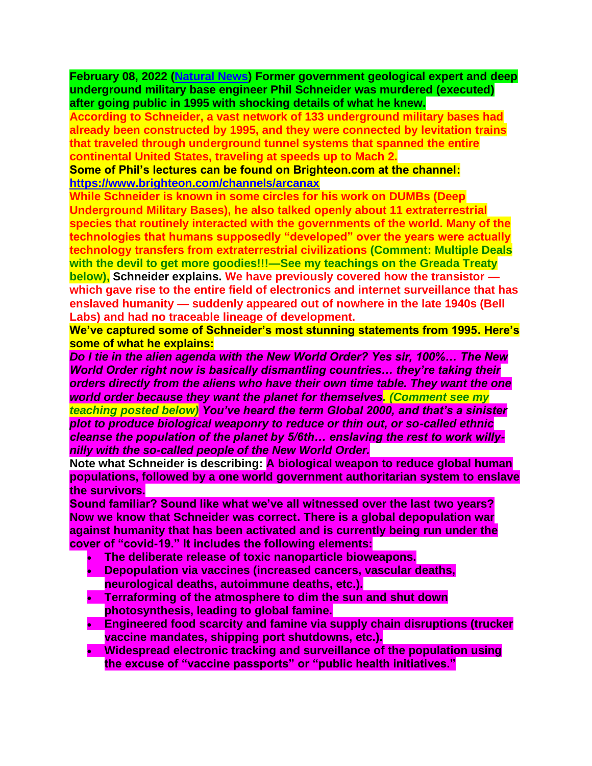**February 08, 2022 ([Natural News](https://www.naturalnews.com)) Former government geological expert and deep underground military base engineer Phil Schneider was murdered (executed) after going public in 1995 with shocking details of what he knew.**

**According to Schneider, a vast network of 133 underground military bases had already been constructed by 1995, and they were connected by levitation trains that traveled through underground tunnel systems that spanned the entire continental United States, traveling at speeds up to Mach 2.**

**Some of Phil's lectures can be found on Brighteon.com at the channel: [https://www.brighteon.com/channels/arcanax](https://www.brighteon.com/channels/arcanax)**

**While Schneider is known in some circles for his work on DUMBs (Deep Underground Military Bases), he also talked openly about 11 extraterrestrial species that routinely interacted with the governments of the world. Many of the technologies that humans supposedly "developed" over the years were actually technology transfers from extraterrestrial civilizations (Comment: Multiple Deals with the devil to get more goodies!!!—See my teachings on the Greada Treaty below), Schneider explains. We have previously covered how the transistor — which gave rise to the entire field of electronics and internet surveillance that has enslaved humanity — suddenly appeared out of nowhere in the late 1940s (Bell Labs) and had no traceable lineage of development.**

**We've captured some of Schneider's most stunning statements from 1995. Here's some of what he explains:**

***Do I tie in the alien agenda with the New World Order? Yes sir, 100%… The New World Order right now is basically dismantling countries… they're taking their orders directly from the aliens who have their own time table. They want the one world order because they want the planet for themselves. (Comment see my teaching posted below) You've heard the term Global 2000, and that's a sinister plot to produce biological weaponry to reduce or thin out, or so-called ethnic cleanse the population of the planet by 5/6th… enslaving the rest to work willy-nilly with the so-called people of the New World Order.***

**Note what Schneider is describing: A biological weapon to reduce global human populations, followed by a one world government authoritarian system to enslave the survivors.**

**Sound familiar? Sound like what we've all witnessed over the last two years? Now we know that Schneider was correct. There is a global depopulation war against humanity that has been activated and is currently being run under the cover of "covid-19." It includes the following elements:**

- **The deliberate release of toxic nanoparticle bioweapons.**
- **Depopulation via vaccines (increased cancers, vascular deaths, neurological deaths, autoimmune deaths, etc.).**
- **Terraforming of the atmosphere to dim the sun and shut down photosynthesis, leading to global famine.**
- **Engineered food scarcity and famine via supply chain disruptions (trucker vaccine mandates, shipping port shutdowns, etc.).**
- **Widespread electronic tracking and surveillance of the population using the excuse of "vaccine passports" or "public health initiatives."**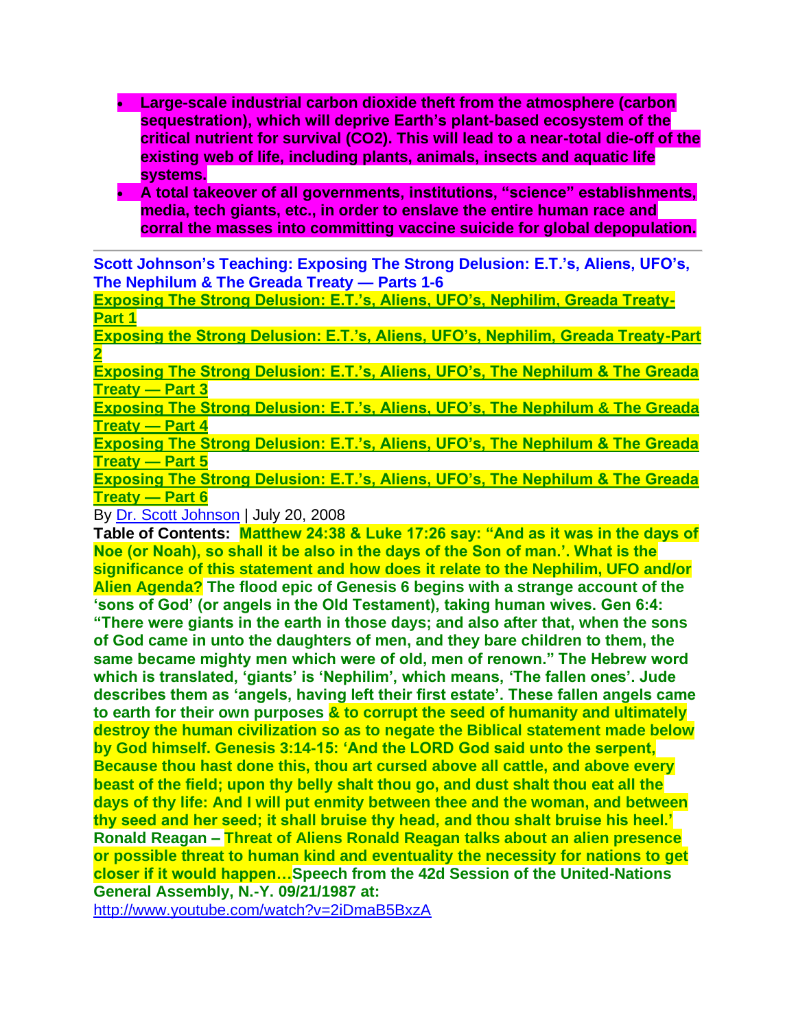- **Large-scale industrial carbon dioxide theft from the atmosphere (carbon sequestration), which will deprive Earth's plant-based ecosystem of the critical nutrient for survival (CO2). This will lead to a near-total die-off of the existing web of life, including plants, animals, insects and aquatic life systems.**
- **A total takeover of all governments, institutions, "science" establishments, media, tech giants, etc., in order to enslave the entire human race and corral the masses into committing vaccine suicide for global depopulation.**

---

**Scott Johnson's Teaching: Exposing The Strong Delusion: E.T.'s, Aliens, UFO's, The Nephilum & The Greada Treaty — Parts 1-6**

**Exposing The Strong Delusion: E.T.'s, Aliens, UFO's, Nephilim, Greada Treaty-Part 1**

**Exposing the Strong Delusion: E.T.'s, Aliens, UFO's, Nephilim, Greada Treaty-Part 2**

**Exposing The Strong Delusion: E.T.'s, Aliens, UFO's, The Nephilum & The Greada Treaty — Part 3**

**Exposing The Strong Delusion: E.T.'s, Aliens, UFO's, The Nephilum & The Greada Treaty — Part 4**

**Exposing The Strong Delusion: E.T.'s, Aliens, UFO's, The Nephilum & The Greada Treaty — Part 5**

**Exposing The Strong Delusion: E.T.'s, Aliens, UFO's, The Nephilum & The Greada Treaty — Part 6**

By Dr. Scott Johnson | July 20, 2008

**Table of Contents: Matthew 24:38 & Luke 17:26 say: "And as it was in the days of Noe (or Noah), so shall it be also in the days of the Son of man.'. What is the significance of this statement and how does it relate to the Nephilim, UFO and/or Alien Agenda? The flood epic of Genesis 6 begins with a strange account of the 'sons of God' (or angels in the Old Testament), taking human wives. Gen 6:4: "There were giants in the earth in those days; and also after that, when the sons of God came in unto the daughters of men, and they bare children to them, the same became mighty men which were of old, men of renown." The Hebrew word which is translated, 'giants' is 'Nephilim', which means, 'The fallen ones'. Jude describes them as 'angels, having left their first estate'. These fallen angels came to earth for their own purposes & to corrupt the seed of humanity and ultimately destroy the human civilization so as to negate the Biblical statement made below by God himself. Genesis 3:14-15: 'And the LORD God said unto the serpent, Because thou hast done this, thou art cursed above all cattle, and above every beast of the field; upon thy belly shalt thou go, and dust shalt thou eat all the days of thy life: And I will put enmity between thee and the woman, and between thy seed and her seed; it shall bruise thy head, and thou shalt bruise his heel.' Ronald Reagan – Threat of Aliens Ronald Reagan talks about an alien presence or possible threat to human kind and eventuality the necessity for nations to get closer if it would happen…Speech from the 42d Session of the United-Nations General Assembly, N.-Y. 09/21/1987 at:**

http://www.youtube.com/watch?v=2iDmaB5BxzA